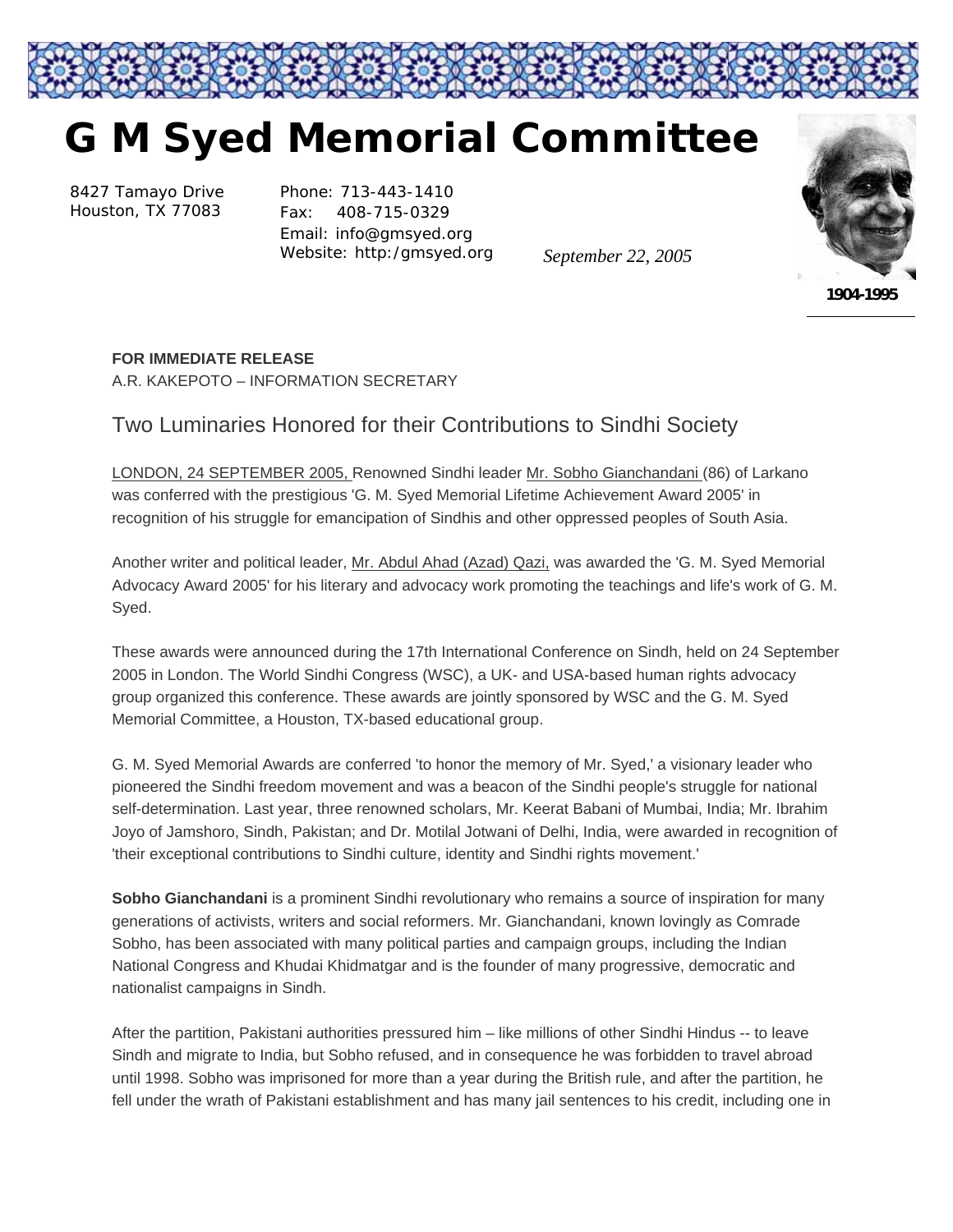# G M Syed Memorial Committee

8427 Tamayo Drive
Houston, TX 77083

Phone: 713-443-1410
Fax: 408-715-0329
Email: info@gmsyed.org
Website: http:/gmsyed.org

*September 22, 2005*

**1904-1995**

**FOR IMMEDIATE RELEASE**
A.R. KAKEPOTO – INFORMATION SECRETARY

## Two Luminaries Honored for their Contributions to Sindhi Society

LONDON, 24 SEPTEMBER 2005, Renowned Sindhi leader Mr. Sobho Gianchandani (86) of Larkano was conferred with the prestigious 'G. M. Syed Memorial Lifetime Achievement Award 2005' in recognition of his struggle for emancipation of Sindhis and other oppressed peoples of South Asia.

Another writer and political leader, Mr. Abdul Ahad (Azad) Qazi, was awarded the 'G. M. Syed Memorial Advocacy Award 2005' for his literary and advocacy work promoting the teachings and life's work of G. M. Syed.

These awards were announced during the 17th International Conference on Sindh, held on 24 September 2005 in London. The World Sindhi Congress (WSC), a UK- and USA-based human rights advocacy group organized this conference. These awards are jointly sponsored by WSC and the G. M. Syed Memorial Committee, a Houston, TX-based educational group.

G. M. Syed Memorial Awards are conferred 'to honor the memory of Mr. Syed,' a visionary leader who pioneered the Sindhi freedom movement and was a beacon of the Sindhi people's struggle for national self-determination. Last year, three renowned scholars, Mr. Keerat Babani of Mumbai, India; Mr. Ibrahim Joyo of Jamshoro, Sindh, Pakistan; and Dr. Motilal Jotwani of Delhi, India, were awarded in recognition of 'their exceptional contributions to Sindhi culture, identity and Sindhi rights movement.'

**Sobho Gianchandani** is a prominent Sindhi revolutionary who remains a source of inspiration for many generations of activists, writers and social reformers. Mr. Gianchandani, known lovingly as Comrade Sobho, has been associated with many political parties and campaign groups, including the Indian National Congress and Khudai Khidmatgar and is the founder of many progressive, democratic and nationalist campaigns in Sindh.

After the partition, Pakistani authorities pressured him – like millions of other Sindhi Hindus -- to leave Sindh and migrate to India, but Sobho refused, and in consequence he was forbidden to travel abroad until 1998. Sobho was imprisoned for more than a year during the British rule, and after the partition, he fell under the wrath of Pakistani establishment and has many jail sentences to his credit, including one in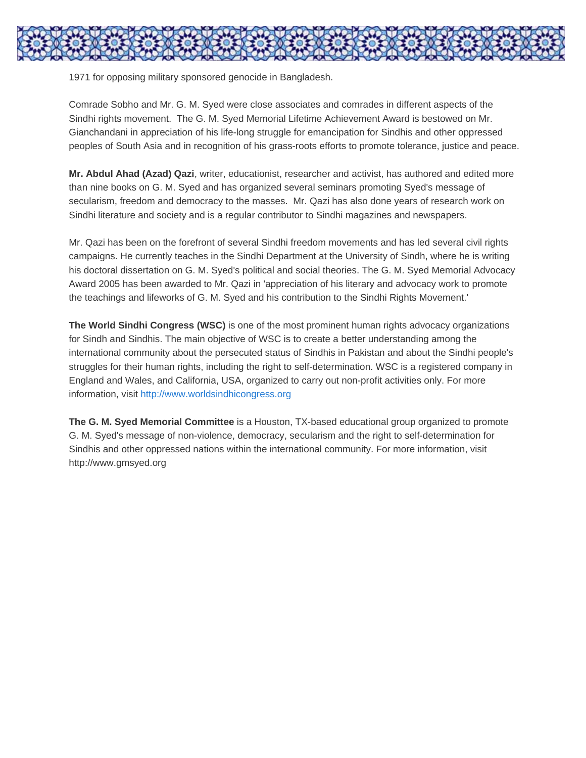1971 for opposing military sponsored genocide in Bangladesh.

Comrade Sobho and Mr. G. M. Syed were close associates and comrades in different aspects of the Sindhi rights movement. The G. M. Syed Memorial Lifetime Achievement Award is bestowed on Mr. Gianchandani in appreciation of his life-long struggle for emancipation for Sindhis and other oppressed peoples of South Asia and in recognition of his grass-roots efforts to promote tolerance, justice and peace.

**Mr. Abdul Ahad (Azad) Qazi**, writer, educationist, researcher and activist, has authored and edited more than nine books on G. M. Syed and has organized several seminars promoting Syed's message of secularism, freedom and democracy to the masses. Mr. Qazi has also done years of research work on Sindhi literature and society and is a regular contributor to Sindhi magazines and newspapers.

Mr. Qazi has been on the forefront of several Sindhi freedom movements and has led several civil rights campaigns. He currently teaches in the Sindhi Department at the University of Sindh, where he is writing his doctoral dissertation on G. M. Syed's political and social theories. The G. M. Syed Memorial Advocacy Award 2005 has been awarded to Mr. Qazi in 'appreciation of his literary and advocacy work to promote the teachings and lifeworks of G. M. Syed and his contribution to the Sindhi Rights Movement.'

**The World Sindhi Congress (WSC)** is one of the most prominent human rights advocacy organizations for Sindh and Sindhis. The main objective of WSC is to create a better understanding among the international community about the persecuted status of Sindhis in Pakistan and about the Sindhi people's struggles for their human rights, including the right to self-determination. WSC is a registered company in England and Wales, and California, USA, organized to carry out non-profit activities only. For more information, visit http://www.worldsindhicongress.org

**The G. M. Syed Memorial Committee** is a Houston, TX-based educational group organized to promote G. M. Syed's message of non-violence, democracy, secularism and the right to self-determination for Sindhis and other oppressed nations within the international community. For more information, visit http://www.gmsyed.org